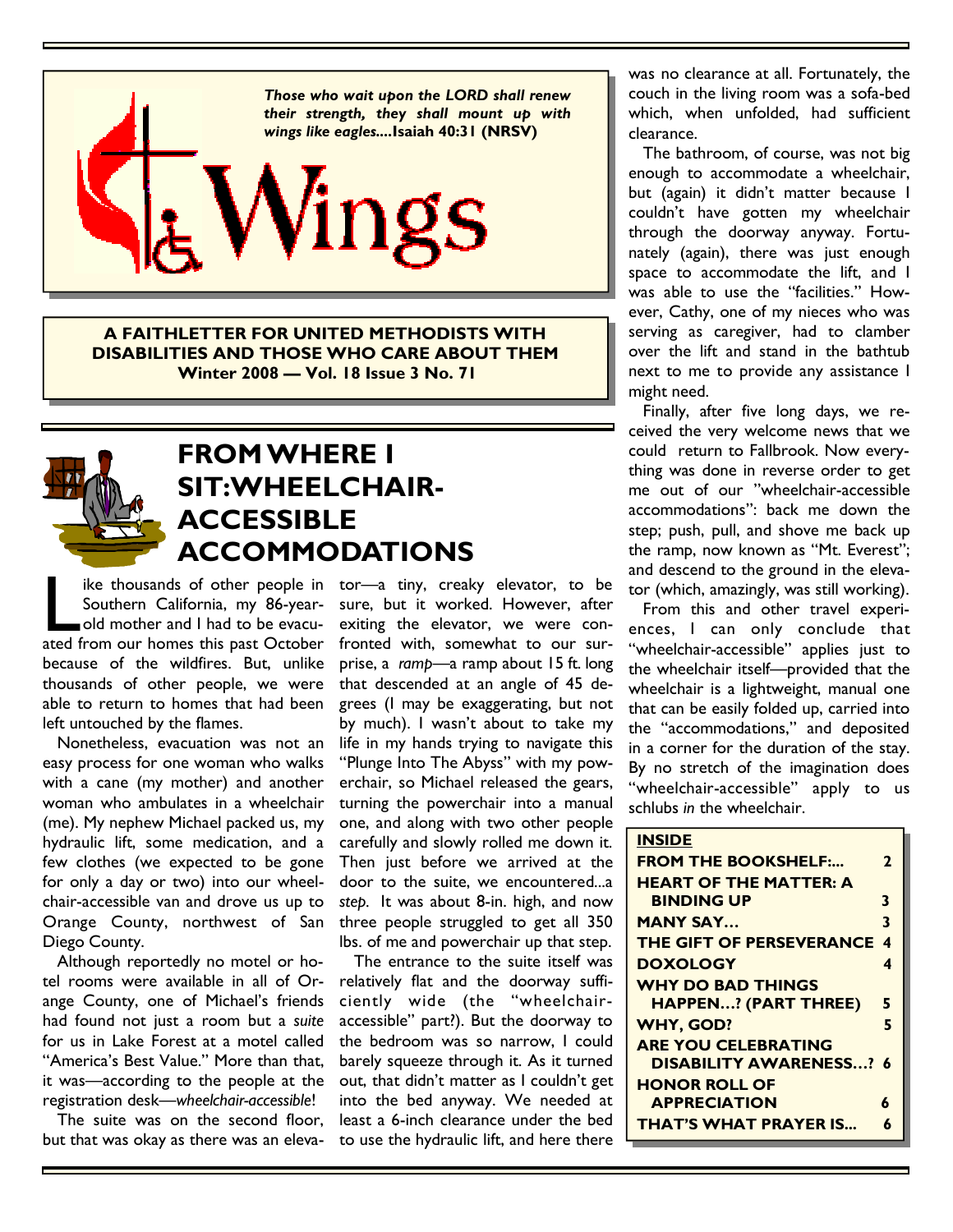*Those who wait upon the LORD shall renew their strength, they shall mount up with wings like eagles....***Isaiah 40:31 (NRSV)**

# Wings

**A FAITHLETTER FOR UNITED METHODISTS WITH DISABILITIES AND THOSE WHO CARE ABOUT THEM**
**Winter 2008 — Vol. 18 Issue 3 No. 71**

## FROM WHERE I SIT: WHEELCHAIR-ACCESSIBLE ACCOMMODATIONS

Like thousands of other people in Southern California, my 86-year-old mother and I had to be evacuated from our homes this past October because of the wildfires. But, unlike thousands of other people, we were able to return to homes that had been left untouched by the flames.

Nonetheless, evacuation was not an easy process for one woman who walks with a cane (my mother) and another woman who ambulates in a wheelchair (me). My nephew Michael packed us, my hydraulic lift, some medication, and a few clothes (we expected to be gone for only a day or two) into our wheelchair-accessible van and drove us up to Orange County, northwest of San Diego County.

Although reportedly no motel or hotel rooms were available in all of Orange County, one of Michael's friends had found not just a room but a *suite* for us in Lake Forest at a motel called "America's Best Value." More than that, it was—according to the people at the registration desk—*wheelchair-accessible*!

The suite was on the second floor, but that was okay as there was an elevator—a tiny, creaky elevator, to be sure, but it worked. However, after exiting the elevator, we were confronted with, somewhat to our surprise, a *ramp*—a ramp about 15 ft. long that descended at an angle of 45 degrees (I may be exaggerating, but not by much). I wasn't about to take my life in my hands trying to navigate this "Plunge Into The Abyss" with my powerchair, so Michael released the gears, turning the powerchair into a manual one, and along with two other people carefully and slowly rolled me down it. Then just before we arrived at the door to the suite, we encountered...a *step*. It was about 8-in. high, and now three people struggled to get all 350 lbs. of me and powerchair up that step.

The entrance to the suite itself was relatively flat and the doorway sufficiently wide (the "wheelchair-accessible" part?). But the doorway to the bedroom was so narrow, I could barely squeeze through it. As it turned out, that didn't matter as I couldn't get into the bed anyway. We needed at least a 6-inch clearance under the bed to use the hydraulic lift, and here there was no clearance at all. Fortunately, the couch in the living room was a sofa-bed which, when unfolded, had sufficient clearance.

The bathroom, of course, was not big enough to accommodate a wheelchair, but (again) it didn't matter because I couldn't have gotten my wheelchair through the doorway anyway. Fortunately (again), there was just enough space to accommodate the lift, and I was able to use the "facilities." However, Cathy, one of my nieces who was serving as caregiver, had to clamber over the lift and stand in the bathtub next to me to provide any assistance I might need.

Finally, after five long days, we received the very welcome news that we could return to Fallbrook. Now everything was done in reverse order to get me out of our "wheelchair-accessible accommodations": back me down the step; push, pull, and shove me back up the ramp, now known as "Mt. Everest"; and descend to the ground in the elevator (which, amazingly, was still working).

From this and other travel experiences, I can only conclude that "wheelchair-accessible" applies just to the wheelchair itself—provided that the wheelchair is a lightweight, manual one that can be easily folded up, carried into the "accommodations," and deposited in a corner for the duration of the stay. By no stretch of the imagination does "wheelchair-accessible" apply to us schlubs *in* the wheelchair.

**INSIDE**

| | |
|---|---|
| **FROM THE BOOKSHELF:...** | **2** |
| **HEART OF THE MATTER: A BINDING UP** | **3** |
| **MANY SAY...** | **3** |
| **THE GIFT OF PERSEVERANCE** | **4** |
| **DOXOLOGY** | **4** |
| **WHY DO BAD THINGS HAPPEN...? (PART THREE)** | **5** |
| **WHY, GOD?** | **5** |
| **ARE YOU CELEBRATING DISABILITY AWARENESS...?** | **6** |
| **HONOR ROLL OF APPRECIATION** | **6** |
| **THAT'S WHAT PRAYER IS...** | **6** |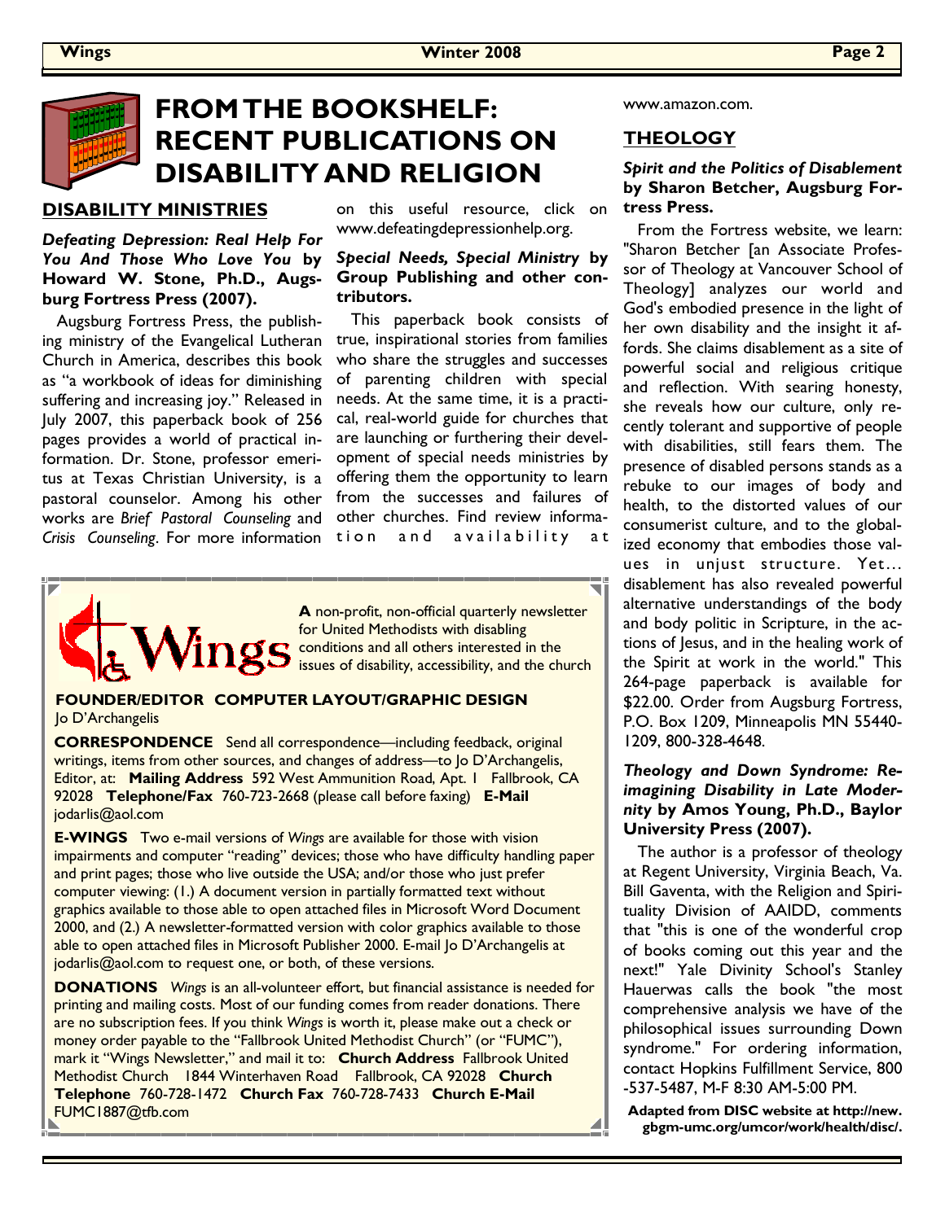# FROM THE BOOKSHELF: RECENT PUBLICATIONS ON DISABILITY AND RELIGION

## DISABILITY MINISTRIES

***Defeating Depression: Real Help For You And Those Who Love You* by Howard W. Stone, Ph.D., Augsburg Fortress Press (2007).**

Augsburg Fortress Press, the publishing ministry of the Evangelical Lutheran Church in America, describes this book as "a workbook of ideas for diminishing suffering and increasing joy." Released in July 2007, this paperback book of 256 pages provides a world of practical information. Dr. Stone, professor emeritus at Texas Christian University, is a pastoral counselor. Among his other works are *Brief Pastoral Counseling* and *Crisis Counseling*. For more information on this useful resource, click on www.defeatingdepressionhelp.org.

***Special Needs, Special Ministry* by Group Publishing and other contributors.**

This paperback book consists of true, inspirational stories from families who share the struggles and successes of parenting children with special needs. At the same time, it is a practical, real-world guide for churches that are launching or furthering their development of special needs ministries by offering them the opportunity to learn from the successes and failures of other churches. Find review information and availability at www.amazon.com.

## THEOLOGY

***Spirit and the Politics of Disablement* by Sharon Betcher, Augsburg Fortress Press.**

From the Fortress website, we learn: "Sharon Betcher [an Associate Professor of Theology at Vancouver School of Theology] analyzes our world and God's embodied presence in the light of her own disability and the insight it affords. She claims disablement as a site of powerful social and religious critique and reflection. With searing honesty, she reveals how our culture, only recently tolerant and supportive of people with disabilities, still fears them. The presence of disabled persons stands as a rebuke to our images of body and health, to the distorted values of our consumerist culture, and to the globalized economy that embodies those values in unjust structure. Yet... disablement has also revealed powerful alternative understandings of the body and body politic in Scripture, in the actions of Jesus, and in the healing work of the Spirit at work in the world." This 264-page paperback is available for $22.00. Order from Augsburg Fortress, P.O. Box 1209, Minneapolis MN 55440-1209, 800-328-4648.

***Theology and Down Syndrome: Reimagining Disability in Late Modernity* by Amos Young, Ph.D., Baylor University Press (2007).**

The author is a professor of theology at Regent University, Virginia Beach, Va. Bill Gaventa, with the Religion and Spirituality Division of AAIDD, comments that "this is one of the wonderful crop of books coming out this year and the next!" Yale Divinity School's Stanley Hauerwas calls the book "the most comprehensive analysis we have of the philosophical issues surrounding Down syndrome." For ordering information, contact Hopkins Fulfillment Service, 800-537-5487, M-F 8:30 AM-5:00 PM.

**Adapted from DISC website at http://new.gbgm-umc.org/umcor/work/health/disc/.**

---

**Wings**

**A** non-profit, non-official quarterly newsletter for United Methodists with disabling conditions and all others interested in the issues of disability, accessibility, and the church

**FOUNDER/EDITOR COMPUTER LAYOUT/GRAPHIC DESIGN** Jo D'Archangelis

**CORRESPONDENCE** Send all correspondence—including feedback, original writings, items from other sources, and changes of address—to Jo D'Archangelis, Editor, at: **Mailing Address** 592 West Ammunition Road, Apt. 1 Fallbrook, CA 92028 **Telephone/Fax** 760-723-2668 (please call before faxing) **E-Mail** jodarlis@aol.com

**E-WINGS** Two e-mail versions of *Wings* are available for those with vision impairments and computer "reading" devices; those who have difficulty handling paper and print pages; those who live outside the USA; and/or those who just prefer computer viewing: (1.) A document version in partially formatted text without graphics available to those able to open attached files in Microsoft Word Document 2000, and (2.) A newsletter-formatted version with color graphics available to those able to open attached files in Microsoft Publisher 2000. E-mail Jo D'Archangelis at jodarlis@aol.com to request one, or both, of these versions.

**DONATIONS** *Wings* is an all-volunteer effort, but financial assistance is needed for printing and mailing costs. Most of our funding comes from reader donations. There are no subscription fees. If you think *Wings* is worth it, please make out a check or money order payable to the "Fallbrook United Methodist Church" (or "FUMC"), mark it "Wings Newsletter," and mail it to: **Church Address** Fallbrook United Methodist Church 1844 Winterhaven Road Fallbrook, CA 92028 **Church Telephone** 760-728-1472 **Church Fax** 760-728-7433 **Church E-Mail** FUMC1887@tfb.com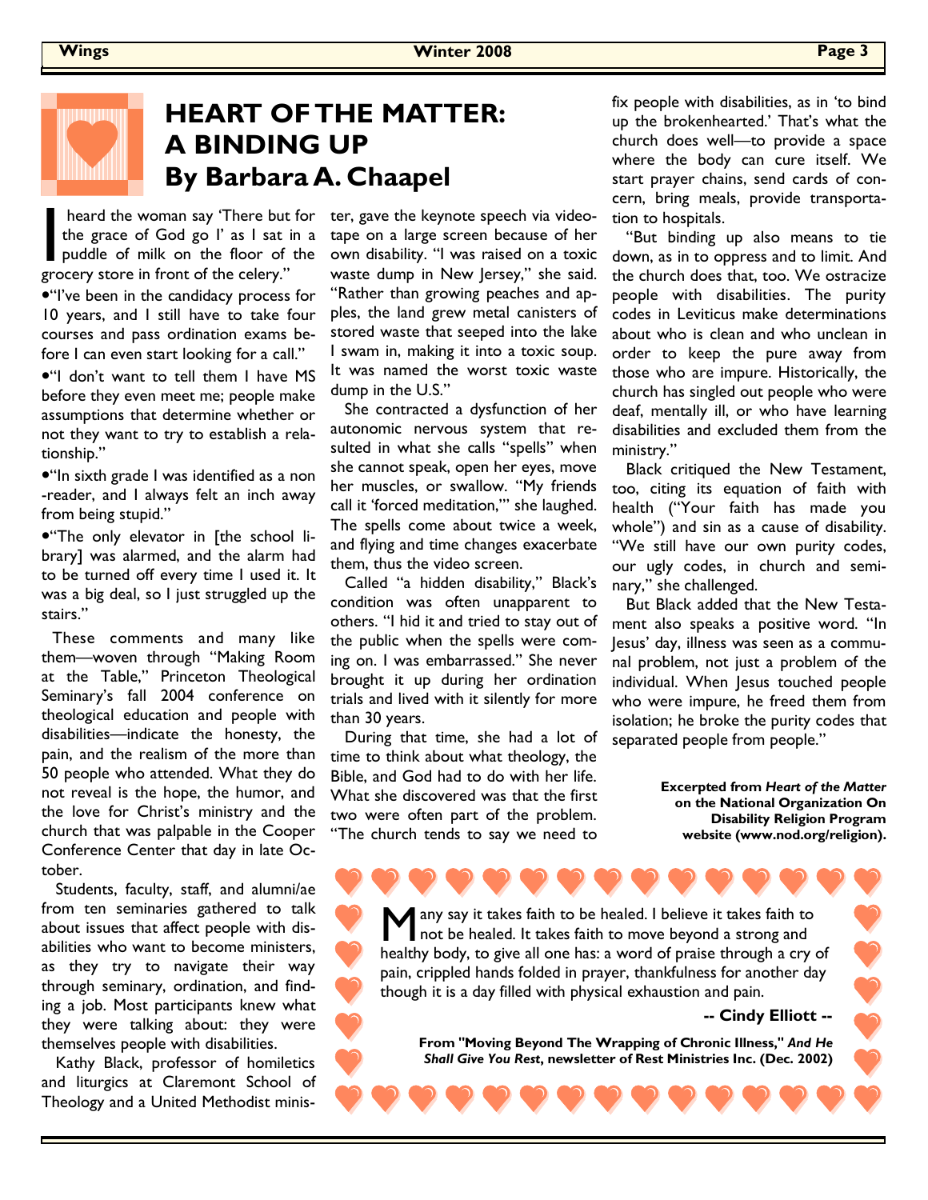# HEART OF THE MATTER: A BINDING UP

## By Barbara A. Chaapel

I heard the woman say 'There but for the grace of God go I' as I sat in a puddle of milk on the floor of the grocery store in front of the celery."

- "I've been in the candidacy process for 10 years, and I still have to take four courses and pass ordination exams before I can even start looking for a call."
- "I don't want to tell them I have MS before they even meet me; people make assumptions that determine whether or not they want to try to establish a relationship."
- "In sixth grade I was identified as a non-reader, and I always felt an inch away from being stupid."
- "The only elevator in [the school library] was alarmed, and the alarm had to be turned off every time I used it. It was a big deal, so I just struggled up the stairs."

These comments and many like them—woven through "Making Room at the Table," Princeton Theological Seminary's fall 2004 conference on theological education and people with disabilities—indicate the honesty, the pain, and the realism of the more than 50 people who attended. What they do not reveal is the hope, the humor, and the love for Christ's ministry and the church that was palpable in the Cooper Conference Center that day in late October.

Students, faculty, staff, and alumni/ae from ten seminaries gathered to talk about issues that affect people with disabilities who want to become ministers, as they try to navigate their way through seminary, ordination, and finding a job. Most participants knew what they were talking about: they were themselves people with disabilities.

Kathy Black, professor of homiletics and liturgics at Claremont School of Theology and a United Methodist minister, gave the keynote speech via videotape on a large screen because of her own disability. "I was raised on a toxic waste dump in New Jersey," she said. "Rather than growing peaches and apples, the land grew metal canisters of stored waste that seeped into the lake I swam in, making it into a toxic soup. It was named the worst toxic waste dump in the U.S."

She contracted a dysfunction of her autonomic nervous system that resulted in what she calls "spells" when she cannot speak, open her eyes, move her muscles, or swallow. "My friends call it 'forced meditation,'" she laughed. The spells come about twice a week, and flying and time changes exacerbate them, thus the video screen.

Called "a hidden disability," Black's condition was often unapparent to others. "I hid it and tried to stay out of the public when the spells were coming on. I was embarrassed." She never brought it up during her ordination trials and lived with it silently for more than 30 years.

During that time, she had a lot of time to think about what theology, the Bible, and God had to do with her life. What she discovered was that the first two were often part of the problem. "The church tends to say we need to fix people with disabilities, as in 'to bind up the brokenhearted.' That's what the church does well—to provide a space where the body can cure itself. We start prayer chains, send cards of concern, bring meals, provide transportation to hospitals.

"But binding up also means to tie down, as in to oppress and to limit. And the church does that, too. We ostracize people with disabilities. The purity codes in Leviticus make determinations about who is clean and who unclean in order to keep the pure away from those who are impure. Historically, the church has singled out people who were deaf, mentally ill, or who have learning disabilities and excluded them from the ministry."

Black critiqued the New Testament, too, citing its equation of faith with health ("Your faith has made you whole") and sin as a cause of disability. "We still have our own purity codes, our ugly codes, in church and seminary," she challenged.

But Black added that the New Testament also speaks a positive word. "In Jesus' day, illness was seen as a communal problem, not just a problem of the individual. When Jesus touched people who were impure, he freed them from isolation; he broke the purity codes that separated people from people."

**Excerpted from *Heart of the Matter* on the National Organization On Disability Religion Program website (www.nod.org/religion).**

---

Many say it takes faith to be healed. I believe it takes faith to not be healed. It takes faith to move beyond a strong and healthy body, to give all one has: a word of praise through a cry of pain, crippled hands folded in prayer, thankfulness for another day though it is a day filled with physical exhaustion and pain.

**-- Cindy Elliott --**

**From "Moving Beyond The Wrapping of Chronic Illness," *And He Shall Give You Rest*, newsletter of Rest Ministries Inc. (Dec. 2002)**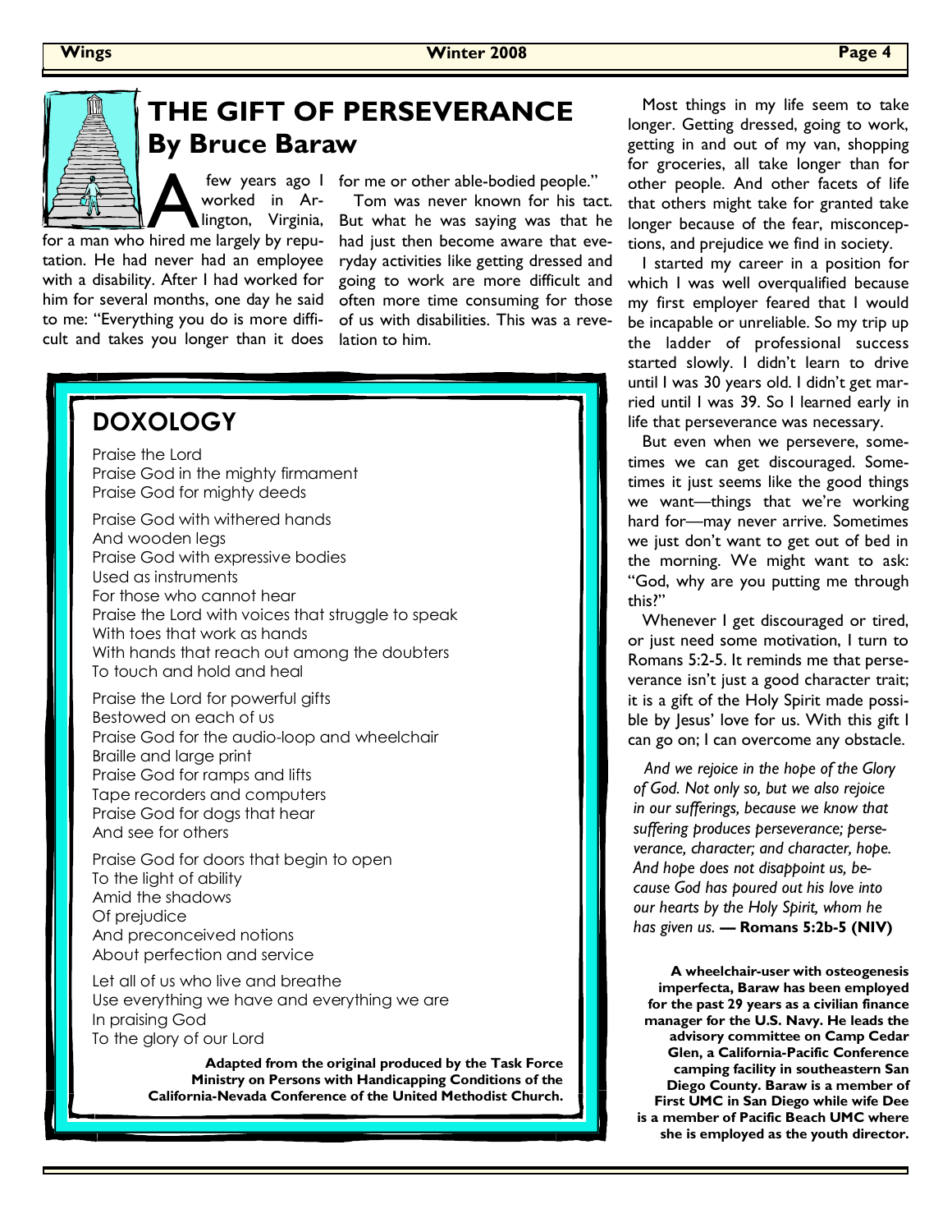# THE GIFT OF PERSEVERANCE
## By Bruce Baraw

A few years ago I worked in Arlington, Virginia, for a man who hired me largely by reputation. He had never had an employee with a disability. After I had worked for him for several months, one day he said to me: "Everything you do is more difficult and takes you longer than it does for me or other able-bodied people."

Tom was never known for his tact. But what he was saying was that he had just then become aware that everyday activities like getting dressed and going to work are more difficult and often more time consuming for those of us with disabilities. This was a revelation to him.

Most things in my life seem to take longer. Getting dressed, going to work, getting in and out of my van, shopping for groceries, all take longer than for other people. And other facets of life that others might take for granted take longer because of the fear, misconceptions, and prejudice we find in society.

I started my career in a position for which I was well overqualified because my first employer feared that I would be incapable or unreliable. So my trip up the ladder of professional success started slowly. I didn't learn to drive until I was 30 years old. I didn't get married until I was 39. So I learned early in life that perseverance was necessary.

But even when we persevere, sometimes we can get discouraged. Sometimes it just seems like the good things we want—things that we're working hard for—may never arrive. Sometimes we just don't want to get out of bed in the morning. We might want to ask: "God, why are you putting me through this?"

Whenever I get discouraged or tired, or just need some motivation, I turn to Romans 5:2-5. It reminds me that perseverance isn't just a good character trait; it is a gift of the Holy Spirit made possible by Jesus' love for us. With this gift I can go on; I can overcome any obstacle.

*And we rejoice in the hope of the Glory of God. Not only so, but we also rejoice in our sufferings, because we know that suffering produces perseverance; perseverance, character; and character, hope. And hope does not disappoint us, because God has poured out his love into our hearts by the Holy Spirit, whom he has given us.* **— Romans 5:2b-5 (NIV)**

**A wheelchair-user with osteogenesis imperfecta, Baraw has been employed for the past 29 years as a civilian finance manager for the U.S. Navy. He leads the advisory committee on Camp Cedar Glen, a California-Pacific Conference camping facility in southeastern San Diego County. Baraw is a member of First UMC in San Diego while wife Dee is a member of Pacific Beach UMC where she is employed as the youth director.**

## DOXOLOGY

Praise the Lord
Praise God in the mighty firmament
Praise God for mighty deeds

Praise God with withered hands
And wooden legs
Praise God with expressive bodies
Used as instruments
For those who cannot hear
Praise the Lord with voices that struggle to speak
With toes that work as hands
With hands that reach out among the doubters
To touch and hold and heal

Praise the Lord for powerful gifts
Bestowed on each of us
Praise God for the audio-loop and wheelchair
Braille and large print
Praise God for ramps and lifts
Tape recorders and computers
Praise God for dogs that hear
And see for others

Praise God for doors that begin to open
To the light of ability
Amid the shadows
Of prejudice
And preconceived notions
About perfection and service

Let all of us who live and breathe
Use everything we have and everything we are
In praising God
To the glory of our Lord

**Adapted from the original produced by the Task Force Ministry on Persons with Handicapping Conditions of the California-Nevada Conference of the United Methodist Church.**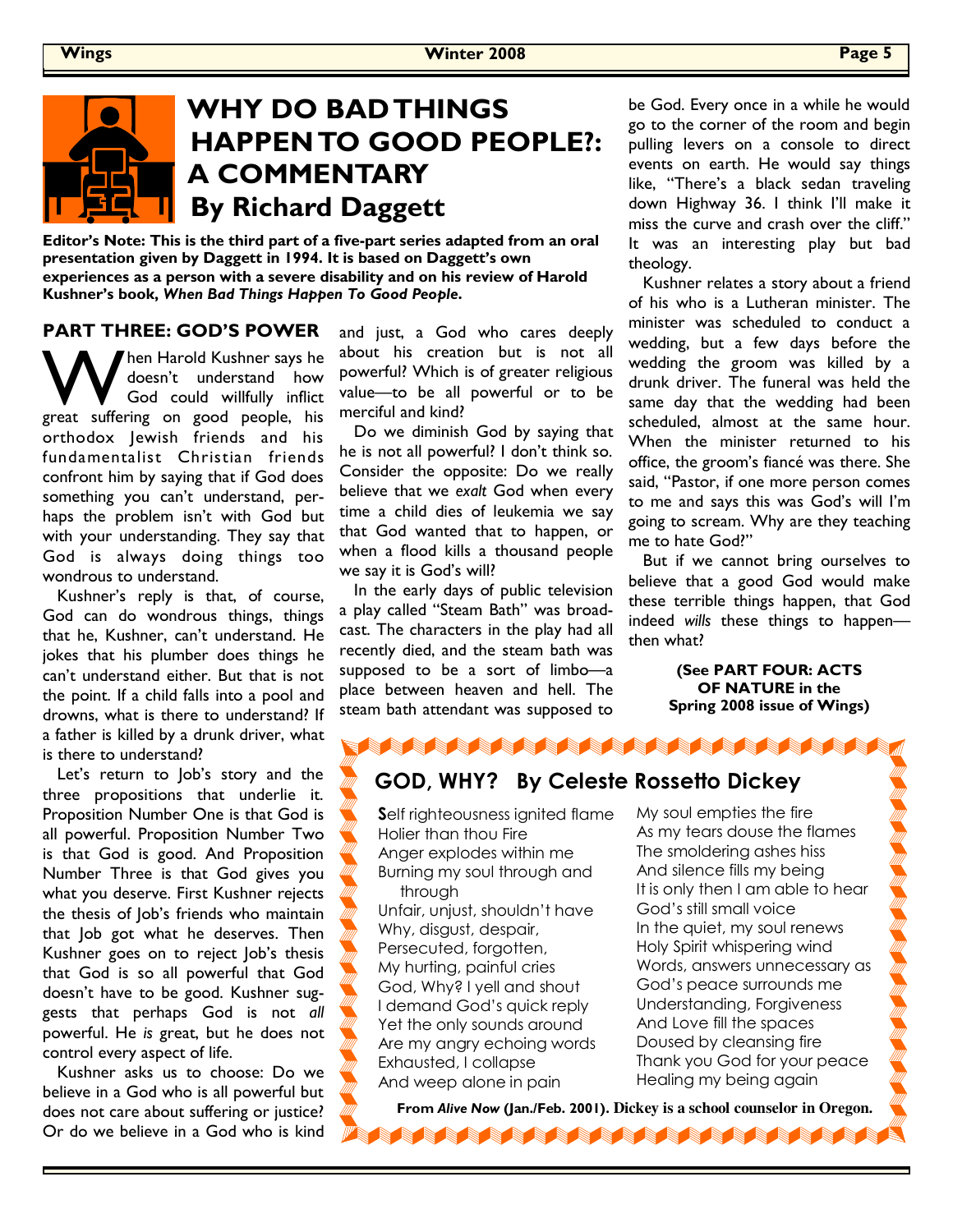# WHY DO BAD THINGS HAPPEN TO GOOD PEOPLE?: A COMMENTARY

## By Richard Daggett

**Editor's Note: This is the third part of a five-part series adapted from an oral presentation given by Daggett in 1994. It is based on Daggett's own experiences as a person with a severe disability and on his review of Harold Kushner's book, *When Bad Things Happen To Good People*.**

### PART THREE: GOD'S POWER

When Harold Kushner says he doesn't understand how God could willfully inflict great suffering on good people, his orthodox Jewish friends and his fundamentalist Christian friends confront him by saying that if God does something you can't understand, perhaps the problem isn't with God but with your understanding. They say that God is always doing things too wondrous to understand.

Kushner's reply is that, of course, God can do wondrous things, things that he, Kushner, can't understand. He jokes that his plumber does things he can't understand either. But that is not the point. If a child falls into a pool and drowns, what is there to understand? If a father is killed by a drunk driver, what is there to understand?

Let's return to Job's story and the three propositions that underlie it. Proposition Number One is that God is all powerful. Proposition Number Two is that God is good. And Proposition Number Three is that God gives you what you deserve. First Kushner rejects the thesis of Job's friends who maintain that Job got what he deserves. Then Kushner goes on to reject Job's thesis that God is so all powerful that God doesn't have to be good. Kushner suggests that perhaps God is not *all* powerful. He *is* great, but he does not control every aspect of life.

Kushner asks us to choose: Do we believe in a God who is all powerful but does not care about suffering or justice? Or do we believe in a God who is kind and just, a God who cares deeply about his creation but is not all powerful? Which is of greater religious value—to be all powerful or to be merciful and kind?

Do we diminish God by saying that he is not all powerful? I don't think so. Consider the opposite: Do we really believe that we *exalt* God when every time a child dies of leukemia we say that God wanted that to happen, or when a flood kills a thousand people we say it is God's will?

In the early days of public television a play called "Steam Bath" was broadcast. The characters in the play had all recently died, and the steam bath was supposed to be a sort of limbo—a place between heaven and hell. The steam bath attendant was supposed to be God. Every once in a while he would go to the corner of the room and begin pulling levers on a console to direct events on earth. He would say things like, "There's a black sedan traveling down Highway 36. I think I'll make it miss the curve and crash over the cliff." It was an interesting play but bad theology.

Kushner relates a story about a friend of his who is a Lutheran minister. The minister was scheduled to conduct a wedding, but a few days before the wedding the groom was killed by a drunk driver. The funeral was held the same day that the wedding had been scheduled, almost at the same hour. When the minister returned to his office, the groom's fiancé was there. She said, "Pastor, if one more person comes to me and says this was God's will I'm going to scream. Why are they teaching me to hate God?"

But if we cannot bring ourselves to believe that a good God would make these terrible things happen, that God indeed *wills* these things to happen—then what?

**(See PART FOUR: ACTS OF NATURE in the Spring 2008 issue of Wings)**

## GOD, WHY? By Celeste Rossetto Dickey

Self righteousness ignited flame  
Holier than thou Fire  
Anger explodes within me  
Burning my soul through and through  
Unfair, unjust, shouldn't have  
Why, disgust, despair,  
Persecuted, forgotten,  
My hurting, painful cries  
God, Why? I yell and shout  
I demand God's quick reply  
Yet the only sounds around  
Are my angry echoing words  
Exhausted, I collapse  
And weep alone in pain

My soul empties the fire  
As my tears douse the flames  
The smoldering ashes hiss  
And silence fills my being  
It is only then I am able to hear  
God's still small voice  
In the quiet, my soul renews  
Holy Spirit whispering wind  
Words, answers unnecessary as  
God's peace surrounds me  
Understanding, Forgiveness  
And Love fill the spaces  
Doused by cleansing fire  
Thank you God for your peace  
Healing my being again

**From *Alive Now* (Jan./Feb. 2001). Dickey is a school counselor in Oregon.**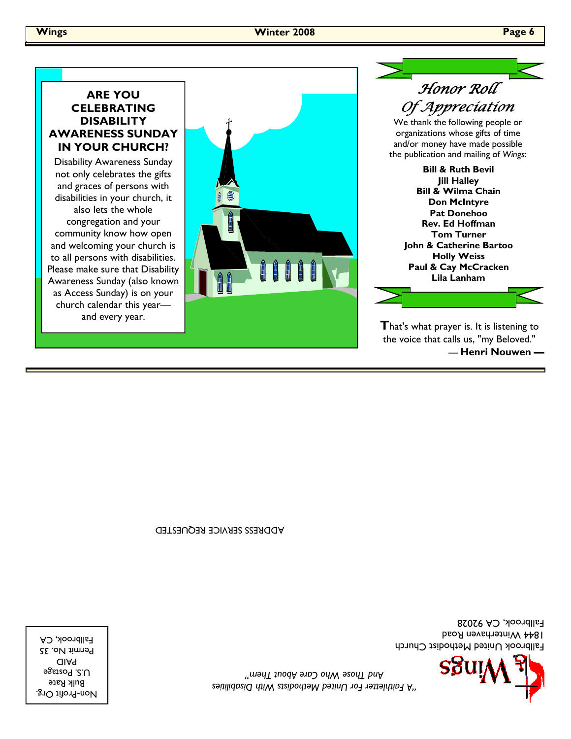## ARE YOU CELEBRATING DISABILITY AWARENESS SUNDAY IN YOUR CHURCH?

Disability Awareness Sunday not only celebrates the gifts and graces of persons with disabilities in your church, it also lets the whole congregation and your community know how open and welcoming your church is to all persons with disabilities. Please make sure that Disability Awareness Sunday (also known as Access Sunday) is on your church calendar this year—and every year.

## *Honor Roll Of Appreciation*

We thank the following people or organizations whose gifts of time and/or money have made possible the publication and mailing of *Wings*:

**Bill & Ruth Bevil**
**Jill Halley**
**Bill & Wilma Chain**
**Don McIntyre**
**Pat Donehoo**
**Rev. Ed Hoffman**
**Tom Turner**
**John & Catherine Bartoo**
**Holly Weiss**
**Paul & Cay McCracken**
**Lila Lanham**

That's what prayer is. It is listening to the voice that calls us, "my Beloved."

— **Henri Nouwen —**

ADDRESS SERVICE REQUESTED

Wings

Fallbrook United Methodist Church
1844 Winterhaven Road
Fallbrook, CA 92028

*"A Faithletter For United Methodists With Disabilities And Those Who Care About Them"*

Non-Profit Org.
Bulk Rate
U.S. Postage
PAID
Permit No. 35
Fallbrook, CA